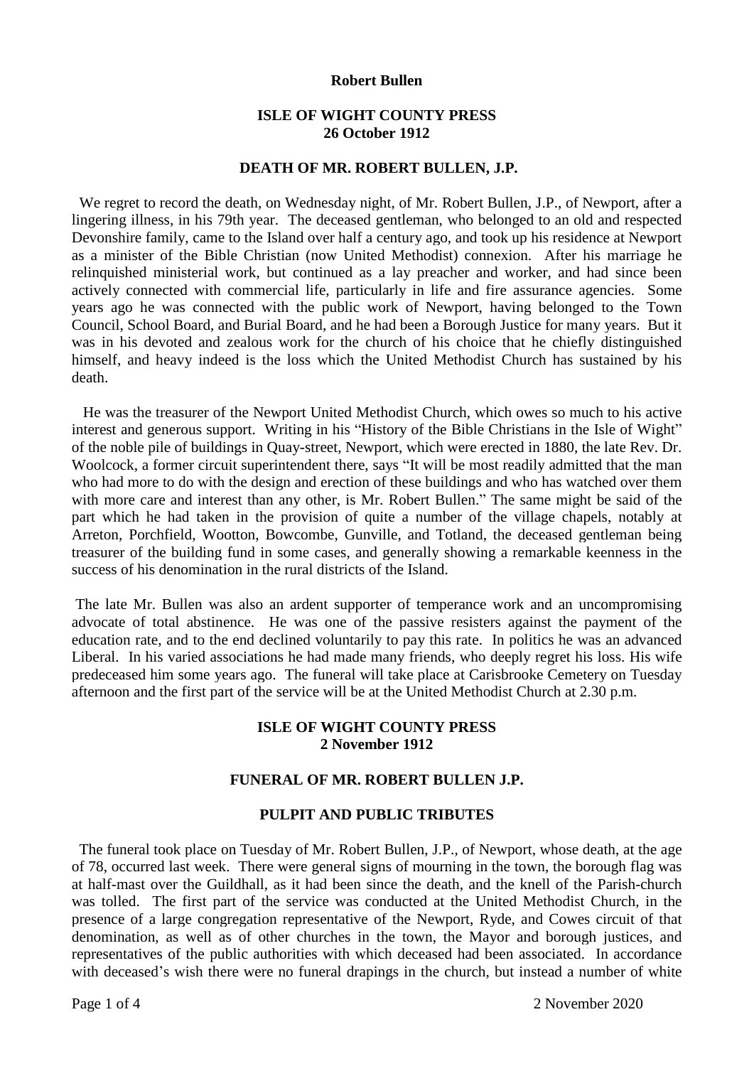# Robert Bullen

## ISLE OF WIGHT COUNTY PRESS
## 26 October 1912

### DEATH OF MR. ROBERT BULLEN, J.P.

We regret to record the death, on Wednesday night, of Mr. Robert Bullen, J.P., of Newport, after a lingering illness, in his 79th year. The deceased gentleman, who belonged to an old and respected Devonshire family, came to the Island over half a century ago, and took up his residence at Newport as a minister of the Bible Christian (now United Methodist) connexion. After his marriage he relinquished ministerial work, but continued as a lay preacher and worker, and had since been actively connected with commercial life, particularly in life and fire assurance agencies. Some years ago he was connected with the public work of Newport, having belonged to the Town Council, School Board, and Burial Board, and he had been a Borough Justice for many years. But it was in his devoted and zealous work for the church of his choice that he chiefly distinguished himself, and heavy indeed is the loss which the United Methodist Church has sustained by his death.

He was the treasurer of the Newport United Methodist Church, which owes so much to his active interest and generous support. Writing in his "History of the Bible Christians in the Isle of Wight" of the noble pile of buildings in Quay-street, Newport, which were erected in 1880, the late Rev. Dr. Woolcock, a former circuit superintendent there, says "It will be most readily admitted that the man who had more to do with the design and erection of these buildings and who has watched over them with more care and interest than any other, is Mr. Robert Bullen." The same might be said of the part which he had taken in the provision of quite a number of the village chapels, notably at Arreton, Porchfield, Wootton, Bowcombe, Gunville, and Totland, the deceased gentleman being treasurer of the building fund in some cases, and generally showing a remarkable keenness in the success of his denomination in the rural districts of the Island.

The late Mr. Bullen was also an ardent supporter of temperance work and an uncompromising advocate of total abstinence. He was one of the passive resisters against the payment of the education rate, and to the end declined voluntarily to pay this rate. In politics he was an advanced Liberal. In his varied associations he had made many friends, who deeply regret his loss. His wife predeceased him some years ago. The funeral will take place at Carisbrooke Cemetery on Tuesday afternoon and the first part of the service will be at the United Methodist Church at 2.30 p.m.

## ISLE OF WIGHT COUNTY PRESS
## 2 November 1912

### FUNERAL OF MR. ROBERT BULLEN J.P.

### PULPIT AND PUBLIC TRIBUTES

The funeral took place on Tuesday of Mr. Robert Bullen, J.P., of Newport, whose death, at the age of 78, occurred last week. There were general signs of mourning in the town, the borough flag was at half-mast over the Guildhall, as it had been since the death, and the knell of the Parish-church was tolled. The first part of the service was conducted at the United Methodist Church, in the presence of a large congregation representative of the Newport, Ryde, and Cowes circuit of that denomination, as well as of other churches in the town, the Mayor and borough justices, and representatives of the public authorities with which deceased had been associated. In accordance with deceased's wish there were no funeral drapings in the church, but instead a number of white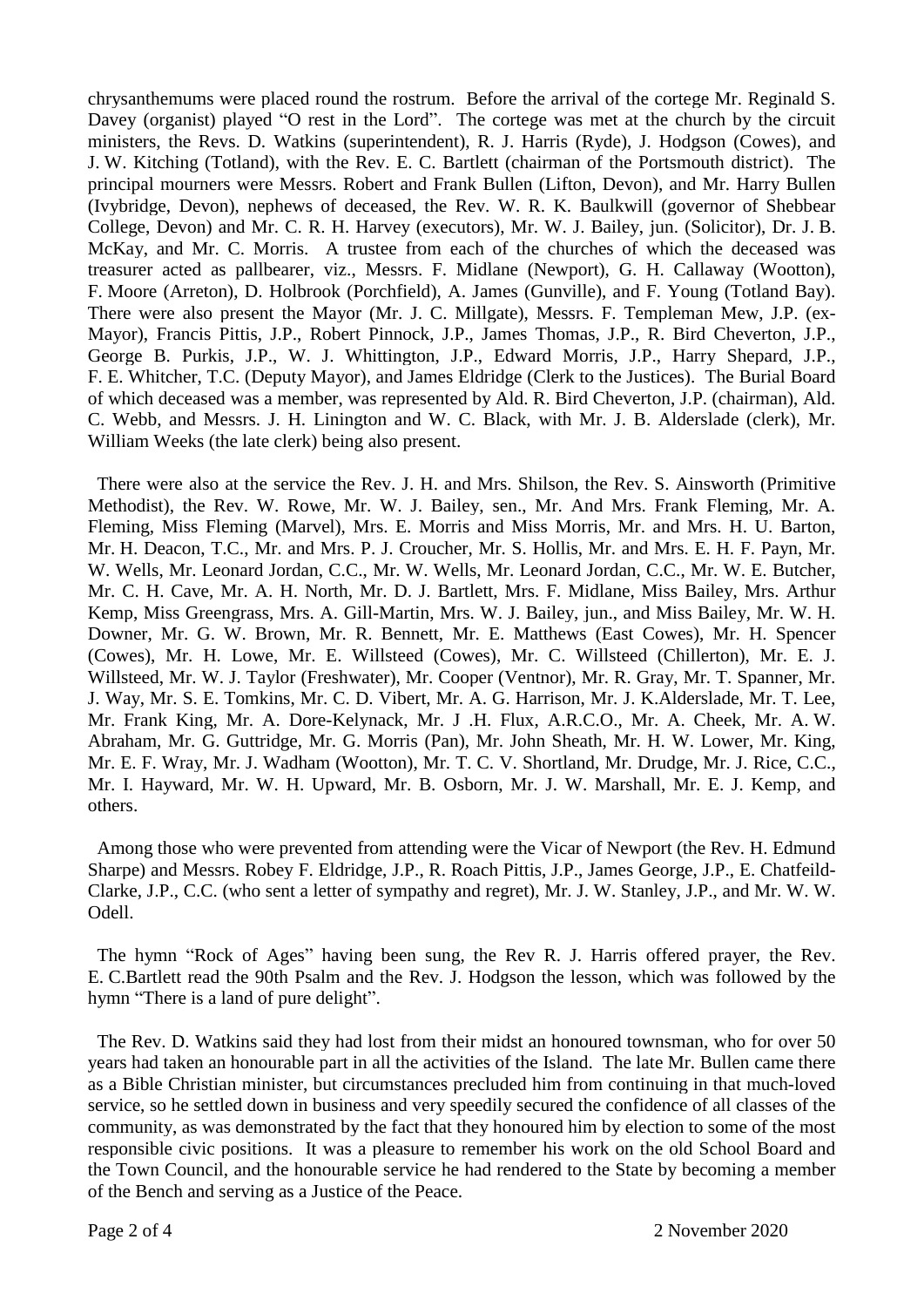chrysanthemums were placed round the rostrum. Before the arrival of the cortege Mr. Reginald S. Davey (organist) played "O rest in the Lord". The cortege was met at the church by the circuit ministers, the Revs. D. Watkins (superintendent), R. J. Harris (Ryde), J. Hodgson (Cowes), and J. W. Kitching (Totland), with the Rev. E. C. Bartlett (chairman of the Portsmouth district). The principal mourners were Messrs. Robert and Frank Bullen (Lifton, Devon), and Mr. Harry Bullen (Ivybridge, Devon), nephews of deceased, the Rev. W. R. K. Baulkwill (governor of Shebbear College, Devon) and Mr. C. R. H. Harvey (executors), Mr. W. J. Bailey, jun. (Solicitor), Dr. J. B. McKay, and Mr. C. Morris. A trustee from each of the churches of which the deceased was treasurer acted as pallbearer, viz., Messrs. F. Midlane (Newport), G. H. Callaway (Wootton), F. Moore (Arreton), D. Holbrook (Porchfield), A. James (Gunville), and F. Young (Totland Bay). There were also present the Mayor (Mr. J. C. Millgate), Messrs. F. Templeman Mew, J.P. (ex-Mayor), Francis Pittis, J.P., Robert Pinnock, J.P., James Thomas, J.P., R. Bird Cheverton, J.P., George B. Purkis, J.P., W. J. Whittington, J.P., Edward Morris, J.P., Harry Shepard, J.P., F. E. Whitcher, T.C. (Deputy Mayor), and James Eldridge (Clerk to the Justices). The Burial Board of which deceased was a member, was represented by Ald. R. Bird Cheverton, J.P. (chairman), Ald. C. Webb, and Messrs. J. H. Linington and W. C. Black, with Mr. J. B. Alderslade (clerk), Mr. William Weeks (the late clerk) being also present.

There were also at the service the Rev. J. H. and Mrs. Shilson, the Rev. S. Ainsworth (Primitive Methodist), the Rev. W. Rowe, Mr. W. J. Bailey, sen., Mr. And Mrs. Frank Fleming, Mr. A. Fleming, Miss Fleming (Marvel), Mrs. E. Morris and Miss Morris, Mr. and Mrs. H. U. Barton, Mr. H. Deacon, T.C., Mr. and Mrs. P. J. Croucher, Mr. S. Hollis, Mr. and Mrs. E. H. F. Payn, Mr. W. Wells, Mr. Leonard Jordan, C.C., Mr. W. Wells, Mr. Leonard Jordan, C.C., Mr. W. E. Butcher, Mr. C. H. Cave, Mr. A. H. North, Mr. D. J. Bartlett, Mrs. F. Midlane, Miss Bailey, Mrs. Arthur Kemp, Miss Greengrass, Mrs. A. Gill-Martin, Mrs. W. J. Bailey, jun., and Miss Bailey, Mr. W. H. Downer, Mr. G. W. Brown, Mr. R. Bennett, Mr. E. Matthews (East Cowes), Mr. H. Spencer (Cowes), Mr. H. Lowe, Mr. E. Willsteed (Cowes), Mr. C. Willsteed (Chillerton), Mr. E. J. Willsteed, Mr. W. J. Taylor (Freshwater), Mr. Cooper (Ventnor), Mr. R. Gray, Mr. T. Spanner, Mr. J. Way, Mr. S. E. Tomkins, Mr. C. D. Vibert, Mr. A. G. Harrison, Mr. J. K.Alderslade, Mr. T. Lee, Mr. Frank King, Mr. A. Dore-Kelynack, Mr. J .H. Flux, A.R.C.O., Mr. A. Cheek, Mr. A. W. Abraham, Mr. G. Guttridge, Mr. G. Morris (Pan), Mr. John Sheath, Mr. H. W. Lower, Mr. King, Mr. E. F. Wray, Mr. J. Wadham (Wootton), Mr. T. C. V. Shortland, Mr. Drudge, Mr. J. Rice, C.C., Mr. I. Hayward, Mr. W. H. Upward, Mr. B. Osborn, Mr. J. W. Marshall, Mr. E. J. Kemp, and others.

Among those who were prevented from attending were the Vicar of Newport (the Rev. H. Edmund Sharpe) and Messrs. Robey F. Eldridge, J.P., R. Roach Pittis, J.P., James George, J.P., E. Chatfeild-Clarke, J.P., C.C. (who sent a letter of sympathy and regret), Mr. J. W. Stanley, J.P., and Mr. W. W. Odell.

The hymn "Rock of Ages" having been sung, the Rev R. J. Harris offered prayer, the Rev. E. C.Bartlett read the 90th Psalm and the Rev. J. Hodgson the lesson, which was followed by the hymn "There is a land of pure delight".

The Rev. D. Watkins said they had lost from their midst an honoured townsman, who for over 50 years had taken an honourable part in all the activities of the Island. The late Mr. Bullen came there as a Bible Christian minister, but circumstances precluded him from continuing in that much-loved service, so he settled down in business and very speedily secured the confidence of all classes of the community, as was demonstrated by the fact that they honoured him by election to some of the most responsible civic positions. It was a pleasure to remember his work on the old School Board and the Town Council, and the honourable service he had rendered to the State by becoming a member of the Bench and serving as a Justice of the Peace.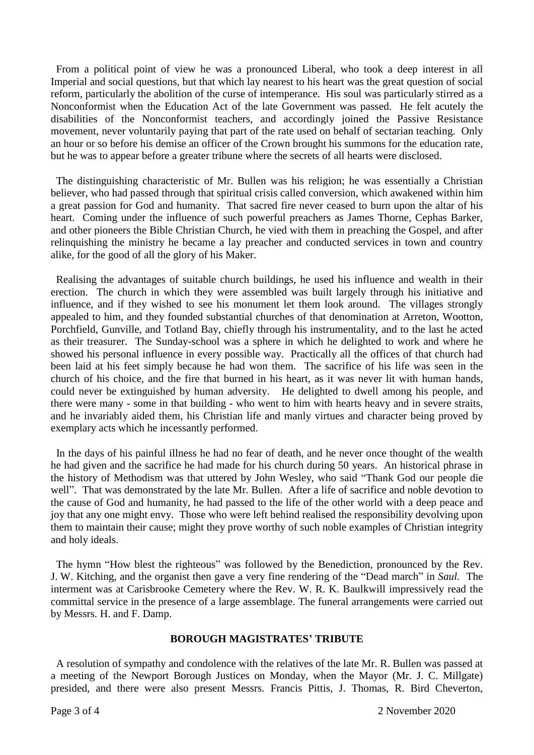From a political point of view he was a pronounced Liberal, who took a deep interest in all Imperial and social questions, but that which lay nearest to his heart was the great question of social reform, particularly the abolition of the curse of intemperance. His soul was particularly stirred as a Nonconformist when the Education Act of the late Government was passed. He felt acutely the disabilities of the Nonconformist teachers, and accordingly joined the Passive Resistance movement, never voluntarily paying that part of the rate used on behalf of sectarian teaching. Only an hour or so before his demise an officer of the Crown brought his summons for the education rate, but he was to appear before a greater tribune where the secrets of all hearts were disclosed.

The distinguishing characteristic of Mr. Bullen was his religion; he was essentially a Christian believer, who had passed through that spiritual crisis called conversion, which awakened within him a great passion for God and humanity. That sacred fire never ceased to burn upon the altar of his heart. Coming under the influence of such powerful preachers as James Thorne, Cephas Barker, and other pioneers the Bible Christian Church, he vied with them in preaching the Gospel, and after relinquishing the ministry he became a lay preacher and conducted services in town and country alike, for the good of all the glory of his Maker.

Realising the advantages of suitable church buildings, he used his influence and wealth in their erection. The church in which they were assembled was built largely through his initiative and influence, and if they wished to see his monument let them look around. The villages strongly appealed to him, and they founded substantial churches of that denomination at Arreton, Wootton, Porchfield, Gunville, and Totland Bay, chiefly through his instrumentality, and to the last he acted as their treasurer. The Sunday-school was a sphere in which he delighted to work and where he showed his personal influence in every possible way. Practically all the offices of that church had been laid at his feet simply because he had won them. The sacrifice of his life was seen in the church of his choice, and the fire that burned in his heart, as it was never lit with human hands, could never be extinguished by human adversity. He delighted to dwell among his people, and there were many - some in that building - who went to him with hearts heavy and in severe straits, and he invariably aided them, his Christian life and manly virtues and character being proved by exemplary acts which he incessantly performed.

In the days of his painful illness he had no fear of death, and he never once thought of the wealth he had given and the sacrifice he had made for his church during 50 years. An historical phrase in the history of Methodism was that uttered by John Wesley, who said "Thank God our people die well". That was demonstrated by the late Mr. Bullen. After a life of sacrifice and noble devotion to the cause of God and humanity, he had passed to the life of the other world with a deep peace and joy that any one might envy. Those who were left behind realised the responsibility devolving upon them to maintain their cause; might they prove worthy of such noble examples of Christian integrity and holy ideals.

The hymn "How blest the righteous" was followed by the Benediction, pronounced by the Rev. J. W. Kitching, and the organist then gave a very fine rendering of the "Dead march" in *Saul.* The interment was at Carisbrooke Cemetery where the Rev. W. R. K. Baulkwill impressively read the committal service in the presence of a large assemblage. The funeral arrangements were carried out by Messrs. H. and F. Damp.

**BOROUGH MAGISTRATES' TRIBUTE**

A resolution of sympathy and condolence with the relatives of the late Mr. R. Bullen was passed at a meeting of the Newport Borough Justices on Monday, when the Mayor (Mr. J. C. Millgate) presided, and there were also present Messrs. Francis Pittis, J. Thomas, R. Bird Cheverton,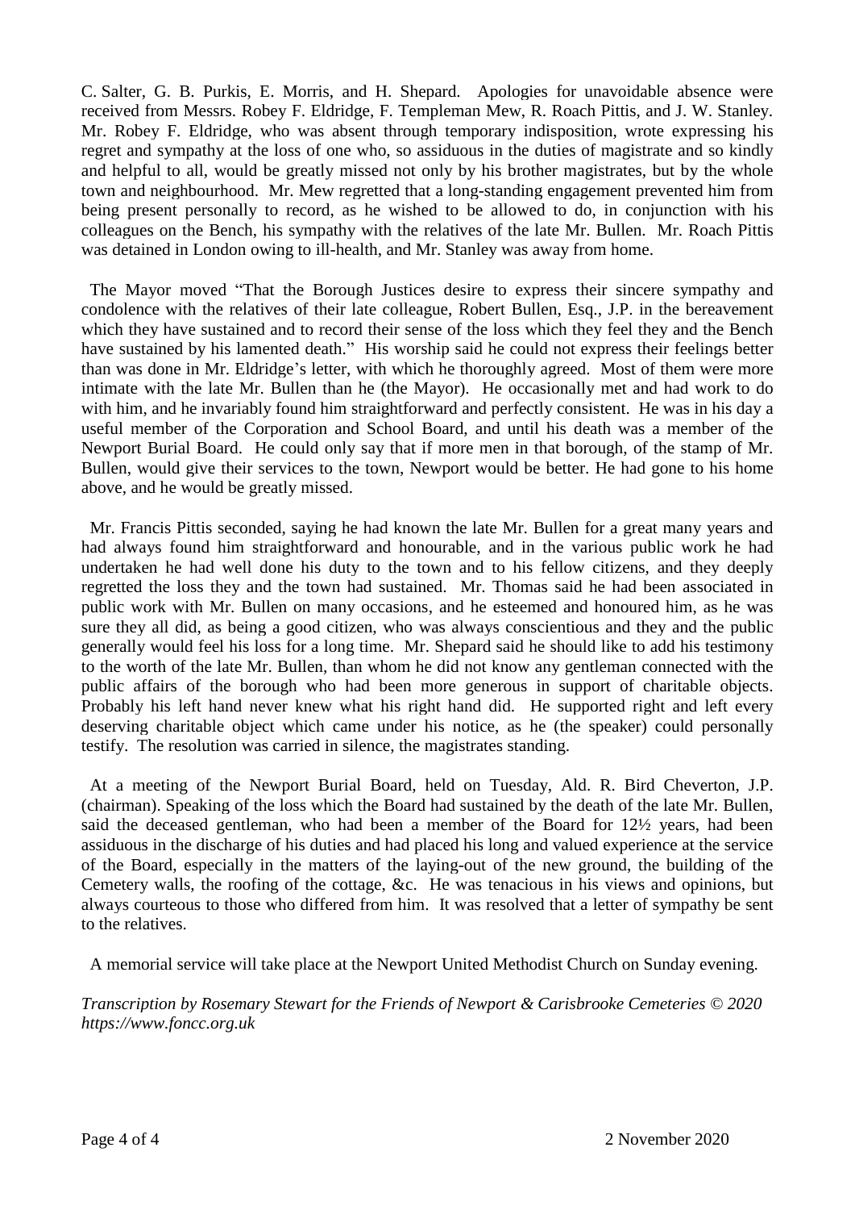C. Salter, G. B. Purkis, E. Morris, and H. Shepard. Apologies for unavoidable absence were received from Messrs. Robey F. Eldridge, F. Templeman Mew, R. Roach Pittis, and J. W. Stanley. Mr. Robey F. Eldridge, who was absent through temporary indisposition, wrote expressing his regret and sympathy at the loss of one who, so assiduous in the duties of magistrate and so kindly and helpful to all, would be greatly missed not only by his brother magistrates, but by the whole town and neighbourhood. Mr. Mew regretted that a long-standing engagement prevented him from being present personally to record, as he wished to be allowed to do, in conjunction with his colleagues on the Bench, his sympathy with the relatives of the late Mr. Bullen. Mr. Roach Pittis was detained in London owing to ill-health, and Mr. Stanley was away from home.

The Mayor moved "That the Borough Justices desire to express their sincere sympathy and condolence with the relatives of their late colleague, Robert Bullen, Esq., J.P. in the bereavement which they have sustained and to record their sense of the loss which they feel they and the Bench have sustained by his lamented death." His worship said he could not express their feelings better than was done in Mr. Eldridge's letter, with which he thoroughly agreed. Most of them were more intimate with the late Mr. Bullen than he (the Mayor). He occasionally met and had work to do with him, and he invariably found him straightforward and perfectly consistent. He was in his day a useful member of the Corporation and School Board, and until his death was a member of the Newport Burial Board. He could only say that if more men in that borough, of the stamp of Mr. Bullen, would give their services to the town, Newport would be better. He had gone to his home above, and he would be greatly missed.

Mr. Francis Pittis seconded, saying he had known the late Mr. Bullen for a great many years and had always found him straightforward and honourable, and in the various public work he had undertaken he had well done his duty to the town and to his fellow citizens, and they deeply regretted the loss they and the town had sustained. Mr. Thomas said he had been associated in public work with Mr. Bullen on many occasions, and he esteemed and honoured him, as he was sure they all did, as being a good citizen, who was always conscientious and they and the public generally would feel his loss for a long time. Mr. Shepard said he should like to add his testimony to the worth of the late Mr. Bullen, than whom he did not know any gentleman connected with the public affairs of the borough who had been more generous in support of charitable objects. Probably his left hand never knew what his right hand did. He supported right and left every deserving charitable object which came under his notice, as he (the speaker) could personally testify. The resolution was carried in silence, the magistrates standing.

At a meeting of the Newport Burial Board, held on Tuesday, Ald. R. Bird Cheverton, J.P. (chairman). Speaking of the loss which the Board had sustained by the death of the late Mr. Bullen, said the deceased gentleman, who had been a member of the Board for 12½ years, had been assiduous in the discharge of his duties and had placed his long and valued experience at the service of the Board, especially in the matters of the laying-out of the new ground, the building of the Cemetery walls, the roofing of the cottage, &c. He was tenacious in his views and opinions, but always courteous to those who differed from him. It was resolved that a letter of sympathy be sent to the relatives.

A memorial service will take place at the Newport United Methodist Church on Sunday evening.

*Transcription by Rosemary Stewart for the Friends of Newport & Carisbrooke Cemeteries © 2020 https://www.foncc.org.uk*

2 November 2020